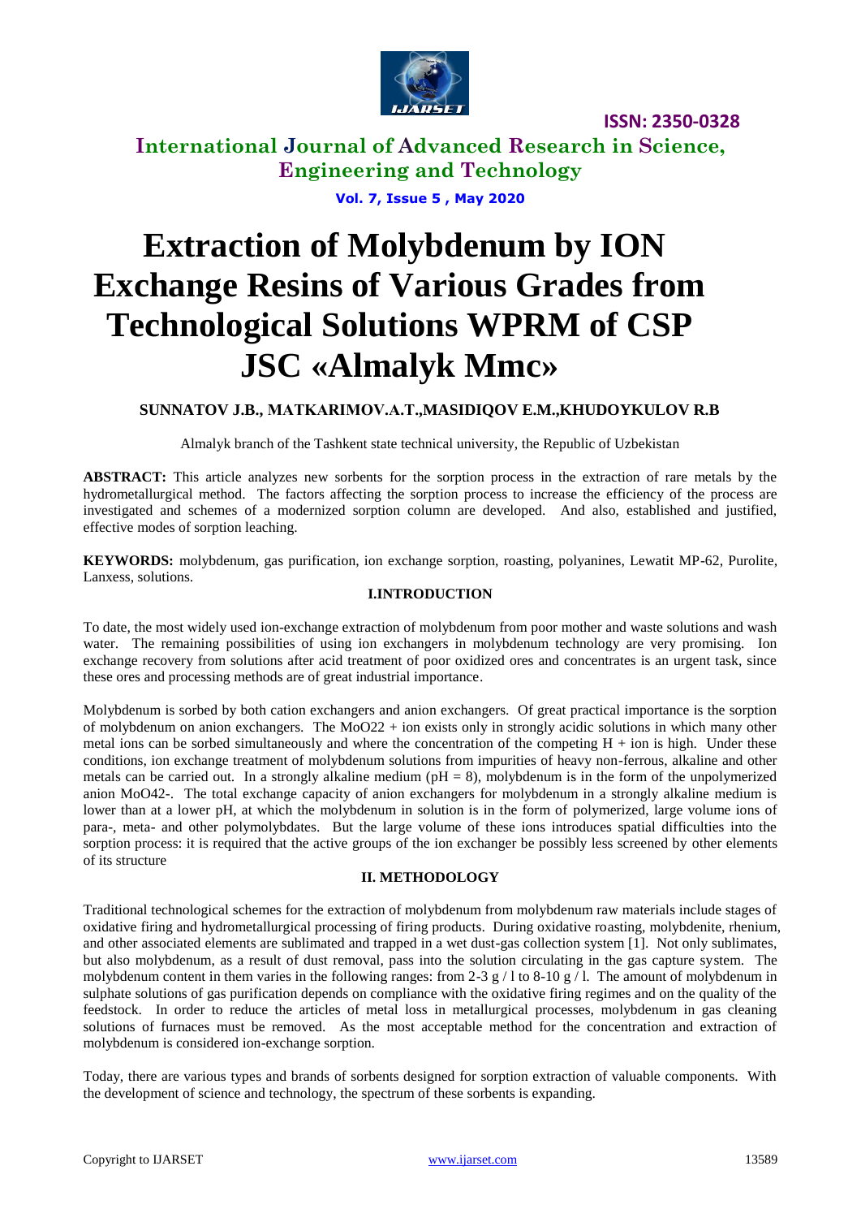# Extraction of Molybdenum by ION Exchange Resins of Various Grades from Technological Solutions WPRM of CSP JSC «Almalyk Mmc»

**SUNNATOV J.B., MATKARIMOV.A.T.,MASIDIQOV E.M.,KHUDOYKULOV R.B**

Almalyk branch of the Tashkent state technical university, the Republic of Uzbekistan

**ABSTRACT:** This article analyzes new sorbents for the sorption process in the extraction of rare metals by the hydrometallurgical method. The factors affecting the sorption process to increase the efficiency of the process are investigated and schemes of a modernized sorption column are developed. And also, established and justified, effective modes of sorption leaching.

**KEYWORDS:** molybdenum, gas purification, ion exchange sorption, roasting, polyanines, Lewatit MP-62, Purolite, Lanxess, solutions.

## I.INTRODUCTION

To date, the most widely used ion-exchange extraction of molybdenum from poor mother and waste solutions and wash water. The remaining possibilities of using ion exchangers in molybdenum technology are very promising. Ion exchange recovery from solutions after acid treatment of poor oxidized ores and concentrates is an urgent task, since these ores and processing methods are of great industrial importance.

Molybdenum is sorbed by both cation exchangers and anion exchangers. Of great practical importance is the sorption of molybdenum on anion exchangers. The $MoO_2^{2+}$ ion exists only in strongly acidic solutions in which many other metal ions can be sorbed simultaneously and where the concentration of the competing $H^+$ ion is high. Under these conditions, ion exchange treatment of molybdenum solutions from impurities of heavy non-ferrous, alkaline and other metals can be carried out. In a strongly alkaline medium (pH = 8), molybdenum is in the form of the unpolymerized anion $MoO_4^{2-}$. The total exchange capacity of anion exchangers for molybdenum in a strongly alkaline medium is lower than at a lower pH, at which the molybdenum in solution is in the form of polymerized, large volume ions of para-, meta- and other polymolybdates. But the large volume of these ions introduces spatial difficulties into the sorption process: it is required that the active groups of the ion exchanger be possibly less screened by other elements of its structure

## II. METHODOLOGY

Traditional technological schemes for the extraction of molybdenum from molybdenum raw materials include stages of oxidative firing and hydrometallurgical processing of firing products. During oxidative roasting, molybdenite, rhenium, and other associated elements are sublimated and trapped in a wet dust-gas collection system [1]. Not only sublimates, but also molybdenum, as a result of dust removal, pass into the solution circulating in the gas capture system. The molybdenum content in them varies in the following ranges: from 2-3 g / l to 8-10 g / l. The amount of molybdenum in sulphate solutions of gas purification depends on compliance with the oxidative firing regimes and on the quality of the feedstock. In order to reduce the articles of metal loss in metallurgical processes, molybdenum in gas cleaning solutions of furnaces must be removed. As the most acceptable method for the concentration and extraction of molybdenum is considered ion-exchange sorption.

Today, there are various types and brands of sorbents designed for sorption extraction of valuable components. With the development of science and technology, the spectrum of these sorbents is expanding.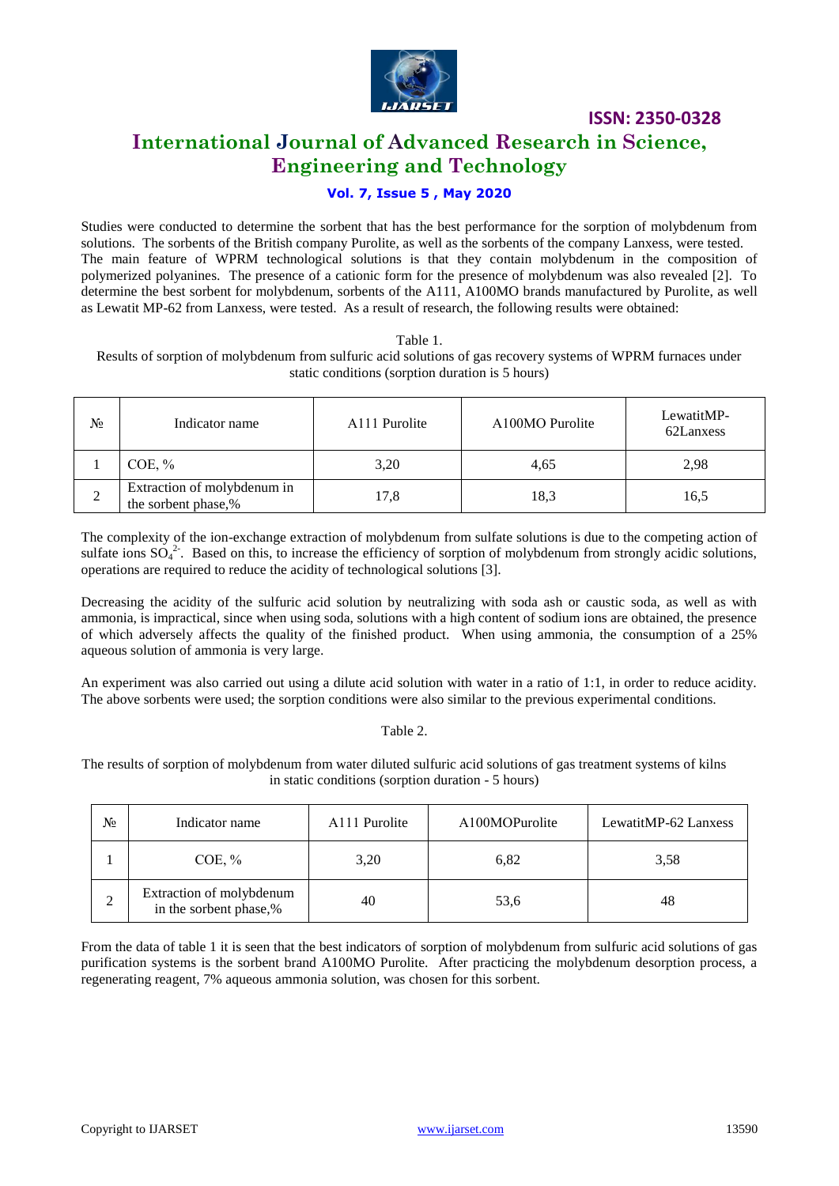Studies were conducted to determine the sorbent that has the best performance for the sorption of molybdenum from solutions. The sorbents of the British company Purolite, as well as the sorbents of the company Lanxess, were tested. The main feature of WPRM technological solutions is that they contain molybdenum in the composition of polymerized polyanines. The presence of a cationic form for the presence of molybdenum was also revealed [2]. To determine the best sorbent for molybdenum, sorbents of the A111, A100MO brands manufactured by Purolite, as well as Lewatit MP-62 from Lanxess, were tested. As a result of research, the following results were obtained:

Table 1.
Results of sorption of molybdenum from sulfuric acid solutions of gas recovery systems of WPRM furnaces under static conditions (sorption duration is 5 hours)

| № | Indicator name | A111 Purolite | A100MO Purolite | LewatitMP-62Lanxess |
|---|---|---|---|---|
| 1 | COE, % | 3,20 | 4,65 | 2,98 |
| 2 | Extraction of molybdenum in the sorbent phase,% | 17,8 | 18,3 | 16,5 |

The complexity of the ion-exchange extraction of molybdenum from sulfate solutions is due to the competing action of sulfate ions $SO_4^{2-}$. Based on this, to increase the efficiency of sorption of molybdenum from strongly acidic solutions, operations are required to reduce the acidity of technological solutions [3].

Decreasing the acidity of the sulfuric acid solution by neutralizing with soda ash or caustic soda, as well as with ammonia, is impractical, since when using soda, solutions with a high content of sodium ions are obtained, the presence of which adversely affects the quality of the finished product. When using ammonia, the consumption of a 25% aqueous solution of ammonia is very large.

An experiment was also carried out using a dilute acid solution with water in a ratio of 1:1, in order to reduce acidity. The above sorbents were used; the sorption conditions were also similar to the previous experimental conditions.

Table 2.

The results of sorption of molybdenum from water diluted sulfuric acid solutions of gas treatment systems of kilns in static conditions (sorption duration - 5 hours)

| № | Indicator name | A111 Purolite | A100MOPurolite | LewatitMP-62 Lanxess |
|---|---|---|---|---|
| 1 | COE, % | 3,20 | 6,82 | 3,58 |
| 2 | Extraction of molybdenum in the sorbent phase,% | 40 | 53,6 | 48 |

From the data of table 1 it is seen that the best indicators of sorption of molybdenum from sulfuric acid solutions of gas purification systems is the sorbent brand A100MO Purolite. After practicing the molybdenum desorption process, a regenerating reagent, 7% aqueous ammonia solution, was chosen for this sorbent.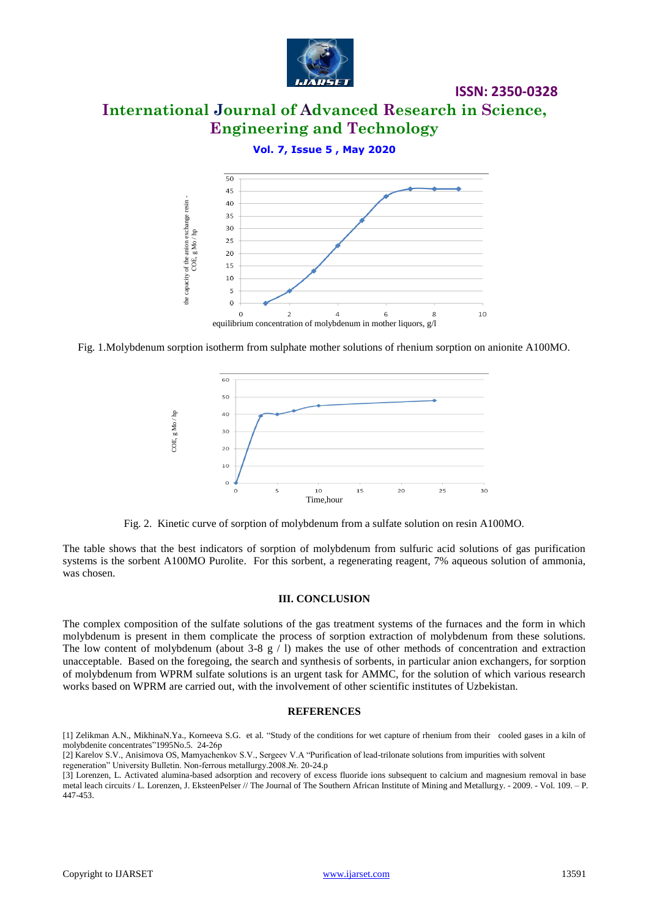Fig. 1.Molybdenum sorption isotherm from sulphate mother solutions of rhenium sorption on anionite A100MO.

Fig. 2. Kinetic curve of sorption of molybdenum from a sulfate solution on resin A100MO.

The table shows that the best indicators of sorption of molybdenum from sulfuric acid solutions of gas purification systems is the sorbent A100MO Purolite. For this sorbent, a regenerating reagent, 7% aqueous solution of ammonia, was chosen.

## III. CONCLUSION

The complex composition of the sulfate solutions of the gas treatment systems of the furnaces and the form in which molybdenum is present in them complicate the process of sorption extraction of molybdenum from these solutions. The low content of molybdenum (about 3-8 g / l) makes the use of other methods of concentration and extraction unacceptable. Based on the foregoing, the search and synthesis of sorbents, in particular anion exchangers, for sorption of molybdenum from WPRM sulfate solutions is an urgent task for AMMC, for the solution of which various research works based on WPRM are carried out, with the involvement of other scientific institutes of Uzbekistan.

## REFERENCES

[1] Zelikman A.N., MikhinaN.Ya., Korneeva S.G. et al. "Study of the conditions for wet capture of rhenium from their cooled gases in a kiln of molybdenite concentrates"1995No.5. 24-26p

[2] Karelov S.V., Anisimova OS, Mamyachenkov S.V., Sergeev V.A "Purification of lead-trilonate solutions from impurities with solvent regeneration" University Bulletin. Non-ferrous metallurgy.2008.№. 20-24.p

[3] Lorenzen, L. Activated alumina-based adsorption and recovery of excess fluoride ions subsequent to calcium and magnesium removal in base metal leach circuits / L. Lorenzen, J. EksteenPelser // The Journal of The Southern African Institute of Mining and Metallurgy. - 2009. - Vol. 109. – P. 447-453.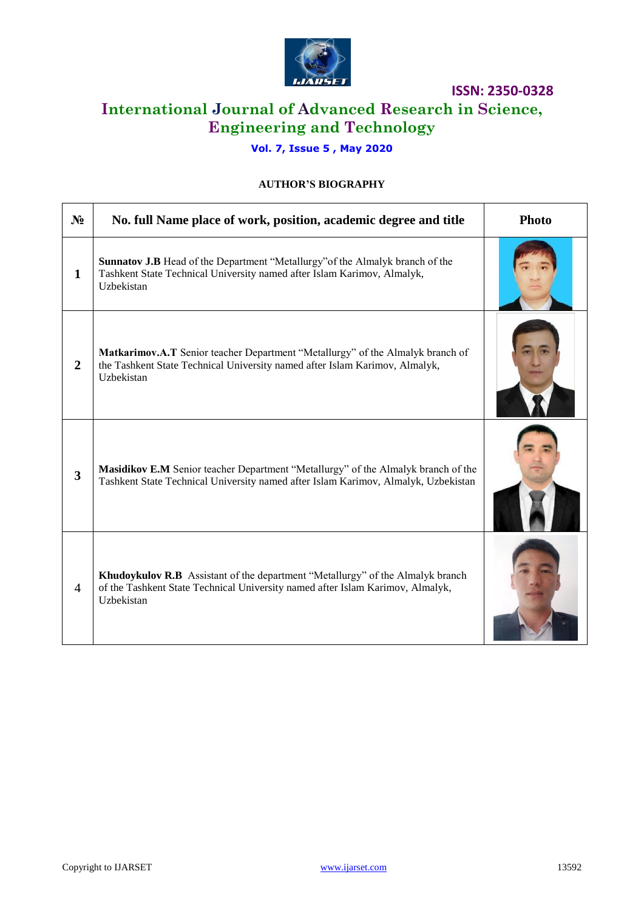**AUTHOR'S BIOGRAPHY**

| № | No. full Name place of work, position, academic degree and title | Photo |
|---|---|---|
| 1 | **Sunnatov J.B** Head of the Department "Metallurgy"of the Almalyk branch of the Tashkent State Technical University named after Islam Karimov, Almalyk, Uzbekistan | |
| 2 | **Matkarimov.A.T** Senior teacher Department "Metallurgy" of the Almalyk branch of the Tashkent State Technical University named after Islam Karimov, Almalyk, Uzbekistan | |
| 3 | **Masidikov E.M** Senior teacher Department "Metallurgy" of the Almalyk branch of the Tashkent State Technical University named after Islam Karimov, Almalyk, Uzbekistan | |
| 4 | **Khudoykulov R.B** Assistant of the department "Metallurgy" of the Almalyk branch of the Tashkent State Technical University named after Islam Karimov, Almalyk, Uzbekistan | |